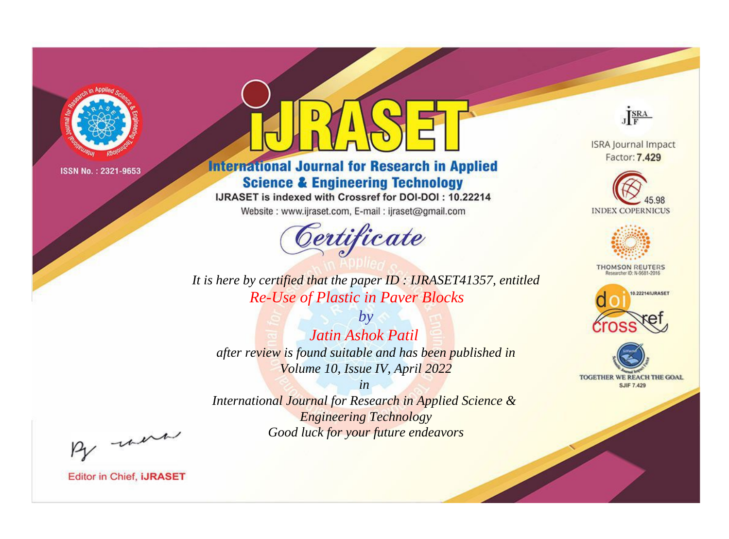ISSN No. : 2321-9653

# IJRASET

## International Journal for Research in Applied Science & Engineering Technology

IJRASET is indexed with Crossref for DOI-DOI : 10.22214

Website : www.ijraset.com, E-mail : ijraset@gmail.com

ISRA Journal Impact Factor: **7.429**

45.98 INDEX COPERNICUS

THOMSON REUTERS Researcher ID: N-9681-2016

10.22214/IJRASET

TOGETHER WE REACH THE GOAL SJIF 7.429

# *Certificate*

*It is here by certified that the paper ID : IJRASET41357, entitled*

*Re-Use of Plastic in Paver Blocks*

*by*

*Jatin Ashok Patil*

*after review is found suitable and has been published in*

*Volume 10, Issue IV, April 2022*

*in*

*International Journal for Research in Applied Science & Engineering Technology*

*Good luck for your future endeavors*

Editor in Chief, **iJRASET**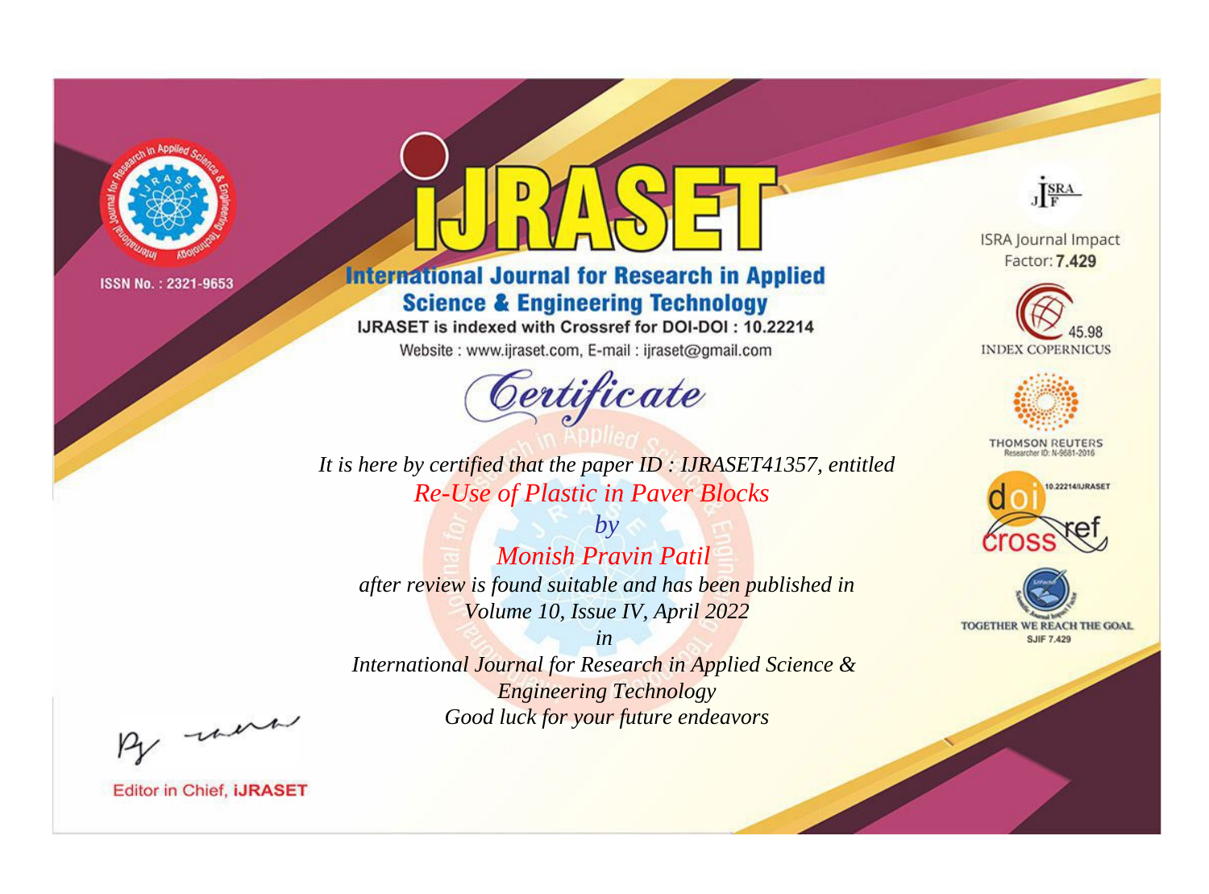ISSN No. : 2321-9653

# iJRASET

## International Journal for Research in Applied Science & Engineering Technology

IJRASET is indexed with Crossref for DOI-DOI : 10.22214

Website : www.ijraset.com, E-mail : ijraset@gmail.com

## Certificate

*It is here by certified that the paper ID : IJRASET41357, entitled*

*Re-Use of Plastic in Paver Blocks*

*by*

*Monish Pravin Patil*

*after review is found suitable and has been published in*

*Volume 10, Issue IV, April 2022*

*in*

*International Journal for Research in Applied Science & Engineering Technology*

*Good luck for your future endeavors*

ISRA Journal Impact Factor: **7.429**

45.98 INDEX COPERNICUS

THOMSON REUTERS Researcher ID: N-9681-2016

10.22214/IJRASET

crossref

TOGETHER WE REACH THE GOAL SJIF 7.429

Editor in Chief, **iJRASET**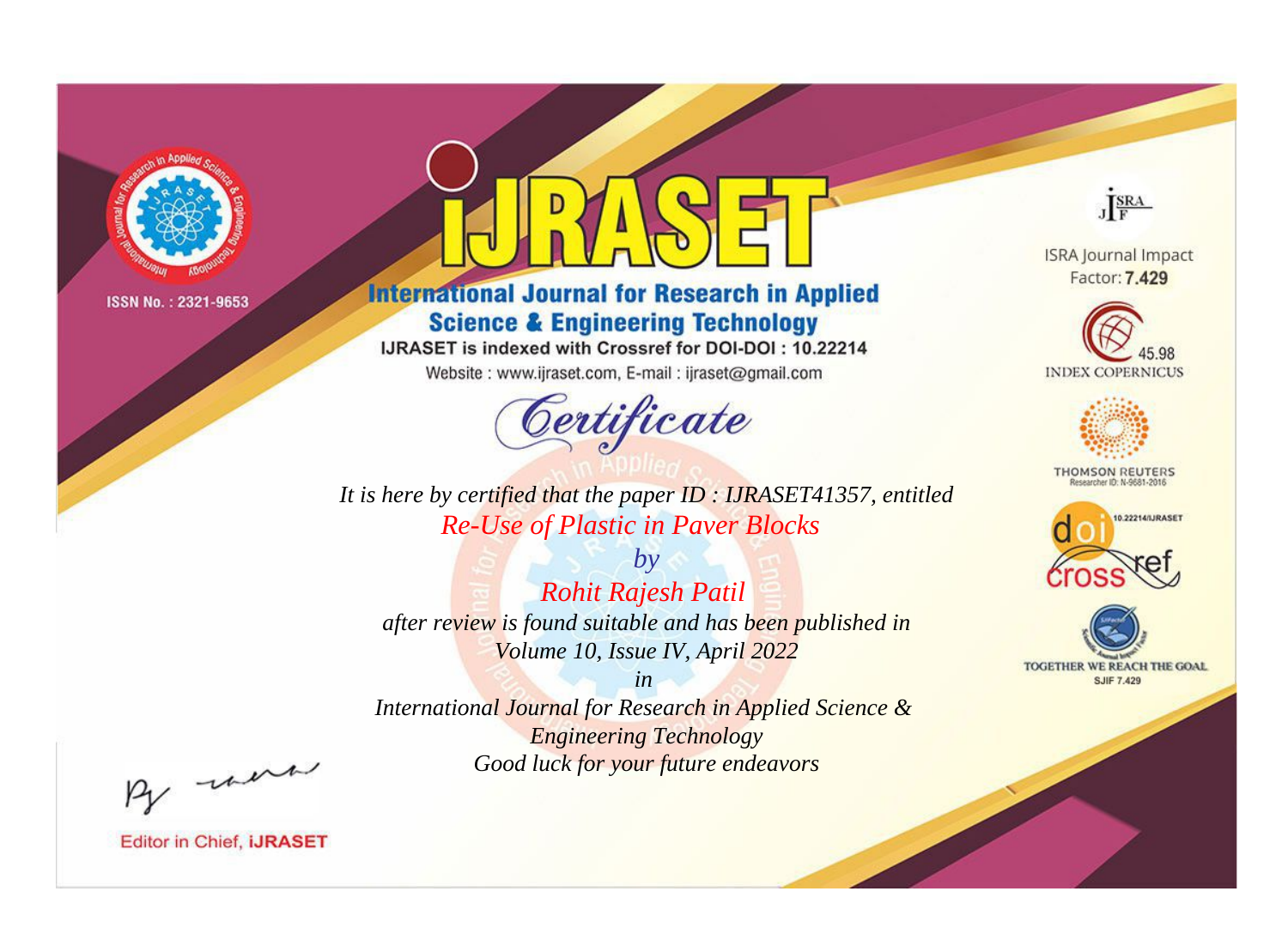ISSN No. : 2321-9653

# iJRASET

## International Journal for Research in Applied Science & Engineering Technology

IJRASET is indexed with Crossref for DOI-DOI : 10.22214

Website : www.ijraset.com, E-mail : ijraset@gmail.com

*Certificate*

*It is here by certified that the paper ID : IJRASET41357, entitled*

*Re-Use of Plastic in Paver Blocks*

*by*

*Rohit Rajesh Patil*

*after review is found suitable and has been published in*

*Volume 10, Issue IV, April 2022*

*in*

*International Journal for Research in Applied Science & Engineering Technology*

*Good luck for your future endeavors*

Editor in Chief, iJRASET

ISRA Journal Impact Factor: **7.429**

45.98 INDEX COPERNICUS

THOMSON REUTERS Researcher ID: N-9681-2016

10.22214/IJRASET

TOGETHER WE REACH THE GOAL SJIF 7.429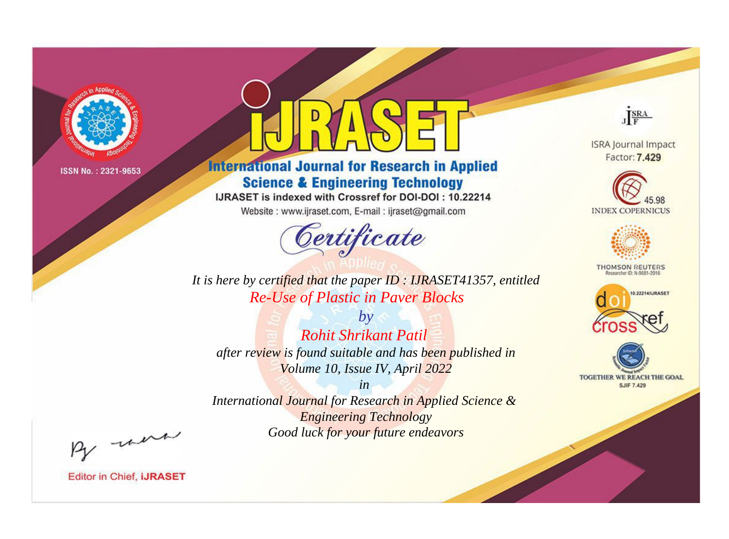ISSN No. : 2321-9653

# iJRASET

## International Journal for Research in Applied Science & Engineering Technology

IJRASET is indexed with Crossref for DOI-DOI : 10.22214

Website : www.ijraset.com, E-mail : ijraset@gmail.com

*Certificate*

*It is here by certified that the paper ID : IJRASET41357, entitled*

*Re-Use of Plastic in Paver Blocks*

*by*

*Rohit Shrikant Patil*

*after review is found suitable and has been published in*

*Volume 10, Issue IV, April 2022*

*in*

*International Journal for Research in Applied Science & Engineering Technology*

*Good luck for your future endeavors*

Editor in Chief, iJRASET

ISRA Journal Impact Factor: **7.429**

45.98 INDEX COPERNICUS

THOMSON REUTERS Researcher ID: N-9681-2016

10.22214/IJRASET

TOGETHER WE REACH THE GOAL

SJIF 7.429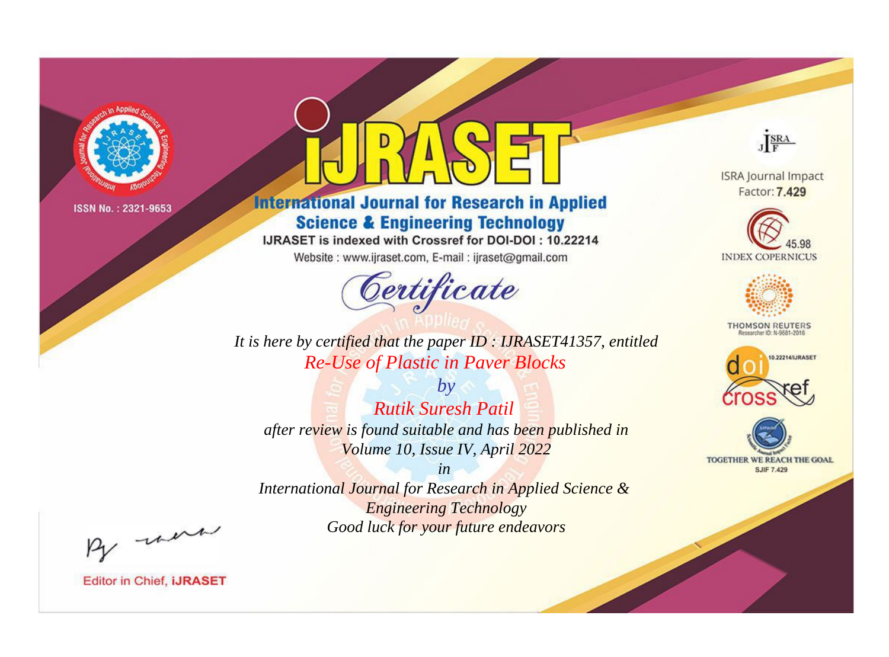ISSN No. : 2321-9653

# iJRASET

## International Journal for Research in Applied Science & Engineering Technology

IJRASET is indexed with Crossref for DOI-DOI : 10.22214

Website : www.ijraset.com, E-mail : ijraset@gmail.com

# *Certificate*

*It is here by certified that the paper ID : IJRASET41357, entitled*

*Re-Use of Plastic in Paver Blocks*

*by*

*Rutik Suresh Patil*

*after review is found suitable and has been published in*

*Volume 10, Issue IV, April 2022*

*in*

*International Journal for Research in Applied Science & Engineering Technology*

*Good luck for your future endeavors*

ISRA Journal Impact Factor: **7.429**

45.98 INDEX COPERNICUS

THOMSON REUTERS Researcher ID: N-9681-2016

10.22214/IJRASET

TOGETHER WE REACH THE GOAL SJIF 7.429

Editor in Chief, **iJRASET**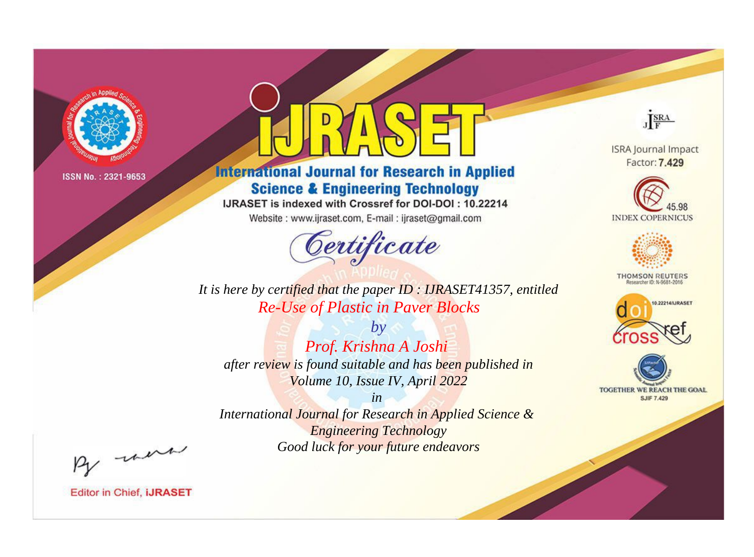ISSN No. : 2321-9653

# iJRASET

## International Journal for Research in Applied Science & Engineering Technology

IJRASET is indexed with Crossref for DOI-DOI : 10.22214

Website : www.ijraset.com, E-mail : ijraset@gmail.com

# Certificate

*It is here by certified that the paper ID : IJRASET41357, entitled*

*Re-Use of Plastic in Paver Blocks*

*by*

*Prof. Krishna A Joshi*

*after review is found suitable and has been published in*

*Volume 10, Issue IV, April 2022*

*in*

*International Journal for Research in Applied Science & Engineering Technology*

*Good luck for your future endeavors*

ISRA Journal Impact Factor: **7.429**

45.98 INDEX COPERNICUS

THOMSON REUTERS Researcher ID: N-9681-2016

10.22214/IJRASET

TOGETHER WE REACH THE GOAL SJIF 7.429

Editor in Chief, **iJRASET**